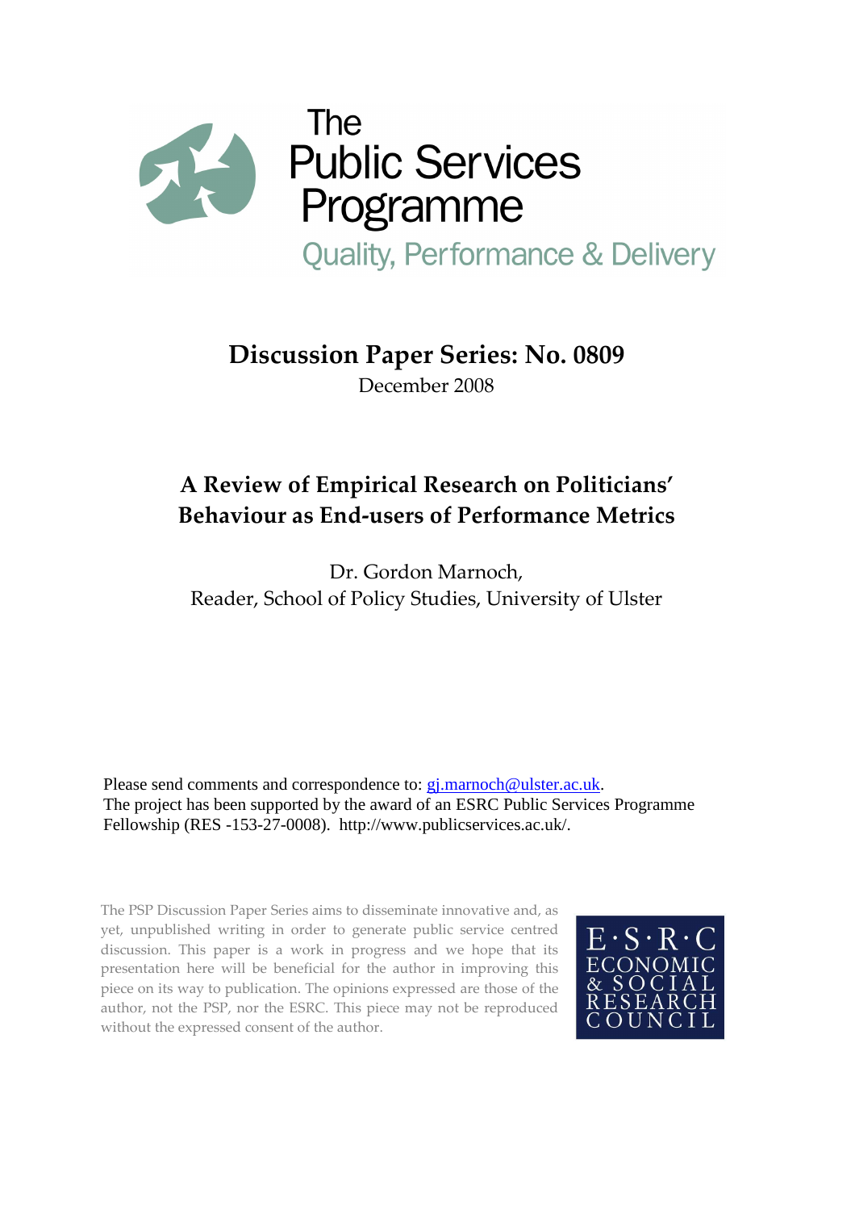The
Public Services
Programme

Quality, Performance & Delivery

## Discussion Paper Series: No. 0809

December 2008

# A Review of Empirical Research on Politicians' Behaviour as End-users of Performance Metrics

Dr. Gordon Marnoch,
Reader, School of Policy Studies, University of Ulster

Please send comments and correspondence to: gj.marnoch@ulster.ac.uk.
The project has been supported by the award of an ESRC Public Services Programme Fellowship (RES -153-27-0008). http://www.publicservices.ac.uk/.

The PSP Discussion Paper Series aims to disseminate innovative and, as yet, unpublished writing in order to generate public service centred discussion. This paper is a work in progress and we hope that its presentation here will be beneficial for the author in improving this piece on its way to publication. The opinions expressed are those of the author, not the PSP, nor the ESRC. This piece may not be reproduced without the expressed consent of the author.

E·S·R·C
ECONOMIC
& SOCIAL
RESEARCH
COUNCIL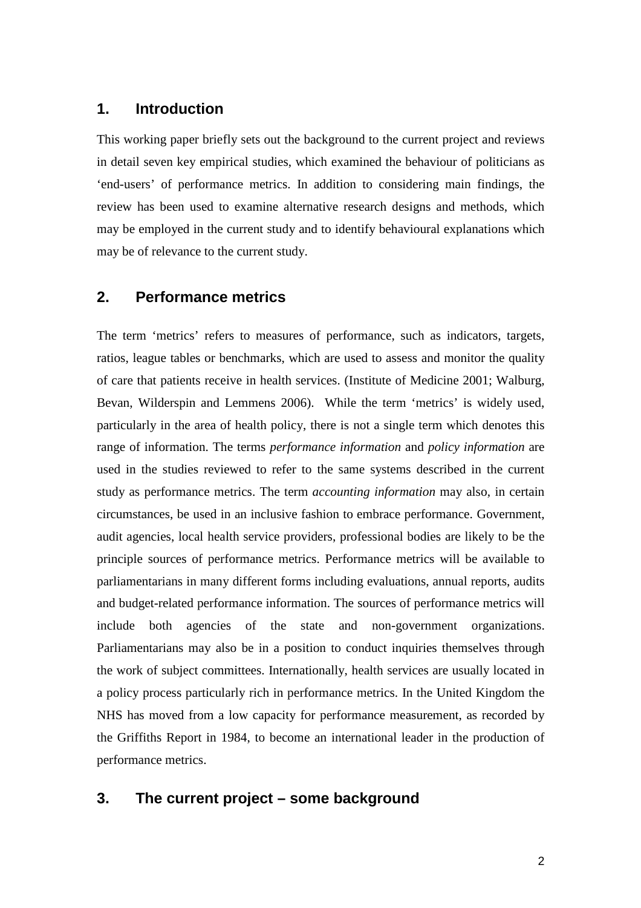## 1. Introduction

This working paper briefly sets out the background to the current project and reviews in detail seven key empirical studies, which examined the behaviour of politicians as 'end-users' of performance metrics. In addition to considering main findings, the review has been used to examine alternative research designs and methods, which may be employed in the current study and to identify behavioural explanations which may be of relevance to the current study.

## 2. Performance metrics

The term 'metrics' refers to measures of performance, such as indicators, targets, ratios, league tables or benchmarks, which are used to assess and monitor the quality of care that patients receive in health services. (Institute of Medicine 2001; Walburg, Bevan, Wilderspin and Lemmens 2006). While the term 'metrics' is widely used, particularly in the area of health policy, there is not a single term which denotes this range of information. The terms *performance information* and *policy information* are used in the studies reviewed to refer to the same systems described in the current study as performance metrics. The term *accounting information* may also, in certain circumstances, be used in an inclusive fashion to embrace performance. Government, audit agencies, local health service providers, professional bodies are likely to be the principle sources of performance metrics. Performance metrics will be available to parliamentarians in many different forms including evaluations, annual reports, audits and budget-related performance information. The sources of performance metrics will include both agencies of the state and non-government organizations. Parliamentarians may also be in a position to conduct inquiries themselves through the work of subject committees. Internationally, health services are usually located in a policy process particularly rich in performance metrics. In the United Kingdom the NHS has moved from a low capacity for performance measurement, as recorded by the Griffiths Report in 1984, to become an international leader in the production of performance metrics.

## 3. The current project – some background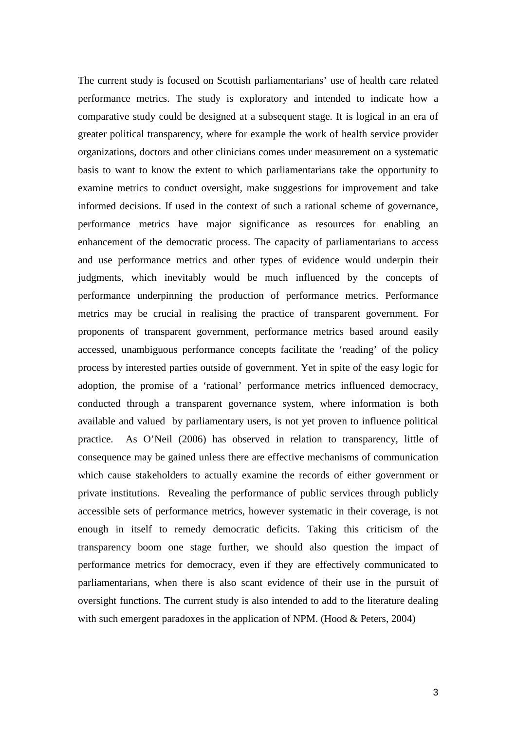The current study is focused on Scottish parliamentarians' use of health care related performance metrics. The study is exploratory and intended to indicate how a comparative study could be designed at a subsequent stage. It is logical in an era of greater political transparency, where for example the work of health service provider organizations, doctors and other clinicians comes under measurement on a systematic basis to want to know the extent to which parliamentarians take the opportunity to examine metrics to conduct oversight, make suggestions for improvement and take informed decisions. If used in the context of such a rational scheme of governance, performance metrics have major significance as resources for enabling an enhancement of the democratic process. The capacity of parliamentarians to access and use performance metrics and other types of evidence would underpin their judgments, which inevitably would be much influenced by the concepts of performance underpinning the production of performance metrics. Performance metrics may be crucial in realising the practice of transparent government. For proponents of transparent government, performance metrics based around easily accessed, unambiguous performance concepts facilitate the 'reading' of the policy process by interested parties outside of government. Yet in spite of the easy logic for adoption, the promise of a 'rational' performance metrics influenced democracy, conducted through a transparent governance system, where information is both available and valued by parliamentary users, is not yet proven to influence political practice. As O'Neil (2006) has observed in relation to transparency, little of consequence may be gained unless there are effective mechanisms of communication which cause stakeholders to actually examine the records of either government or private institutions. Revealing the performance of public services through publicly accessible sets of performance metrics, however systematic in their coverage, is not enough in itself to remedy democratic deficits. Taking this criticism of the transparency boom one stage further, we should also question the impact of performance metrics for democracy, even if they are effectively communicated to parliamentarians, when there is also scant evidence of their use in the pursuit of oversight functions. The current study is also intended to add to the literature dealing with such emergent paradoxes in the application of NPM. (Hood & Peters, 2004)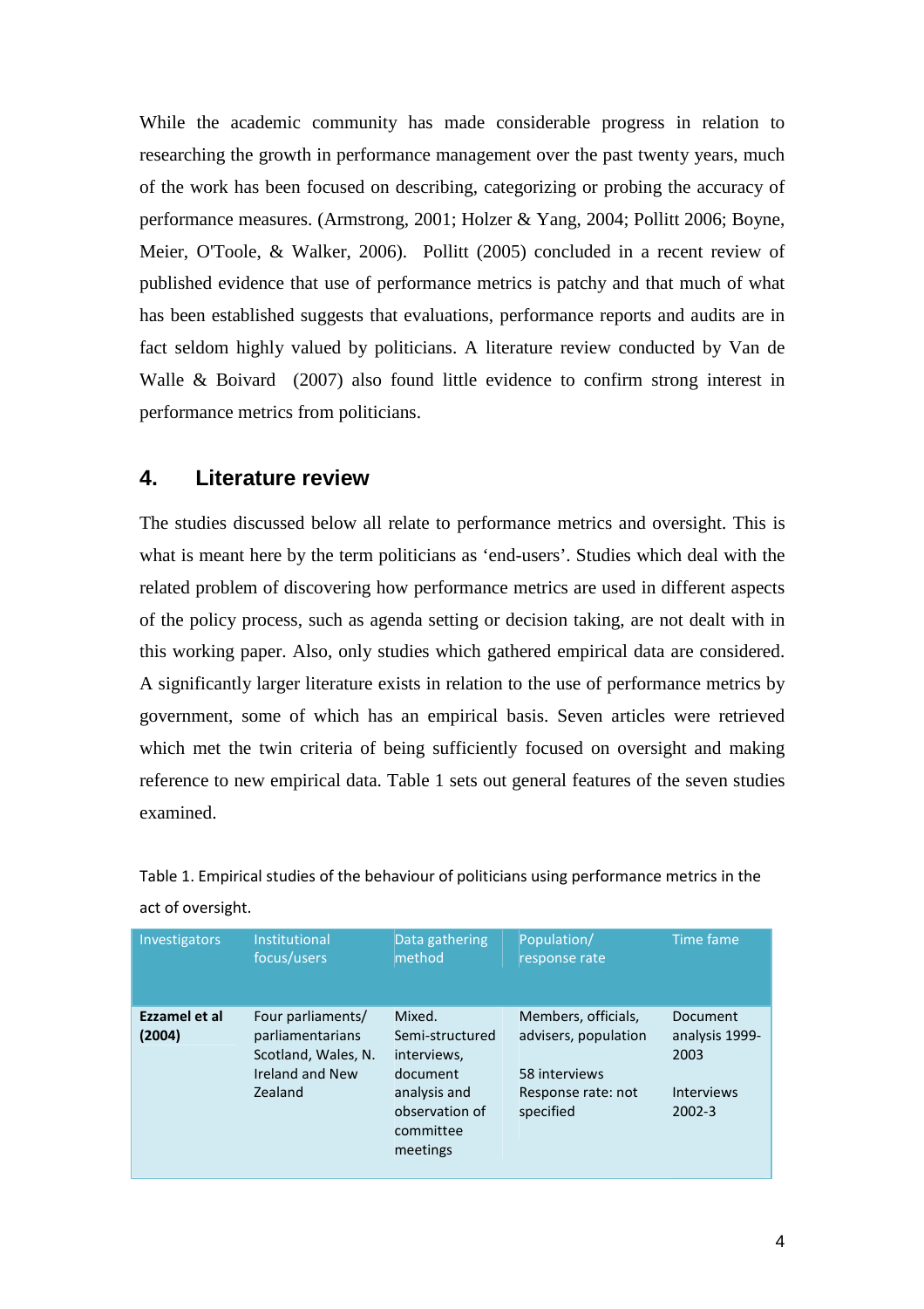While the academic community has made considerable progress in relation to researching the growth in performance management over the past twenty years, much of the work has been focused on describing, categorizing or probing the accuracy of performance measures. (Armstrong, 2001; Holzer & Yang, 2004; Pollitt 2006; Boyne, Meier, O'Toole, & Walker, 2006). Pollitt (2005) concluded in a recent review of published evidence that use of performance metrics is patchy and that much of what has been established suggests that evaluations, performance reports and audits are in fact seldom highly valued by politicians. A literature review conducted by Van de Walle & Boivard (2007) also found little evidence to confirm strong interest in performance metrics from politicians.

## 4. Literature review

The studies discussed below all relate to performance metrics and oversight. This is what is meant here by the term politicians as 'end-users'. Studies which deal with the related problem of discovering how performance metrics are used in different aspects of the policy process, such as agenda setting or decision taking, are not dealt with in this working paper. Also, only studies which gathered empirical data are considered. A significantly larger literature exists in relation to the use of performance metrics by government, some of which has an empirical basis. Seven articles were retrieved which met the twin criteria of being sufficiently focused on oversight and making reference to new empirical data. Table 1 sets out general features of the seven studies examined.

Table 1. Empirical studies of the behaviour of politicians using performance metrics in the act of oversight.

| Investigators | Institutional focus/users | Data gathering method | Population/ response rate | Time fame |
|---|---|---|---|---|
| **Ezzamel et al (2004)** | Four parliaments/ parliamentarians Scotland, Wales, N. Ireland and New Zealand | Mixed. Semi-structured interviews, document analysis and observation of committee meetings | Members, officials, advisers, population<br><br>58 interviews<br>Response rate: not specified | Document analysis 1999-2003<br><br>Interviews 2002-3 |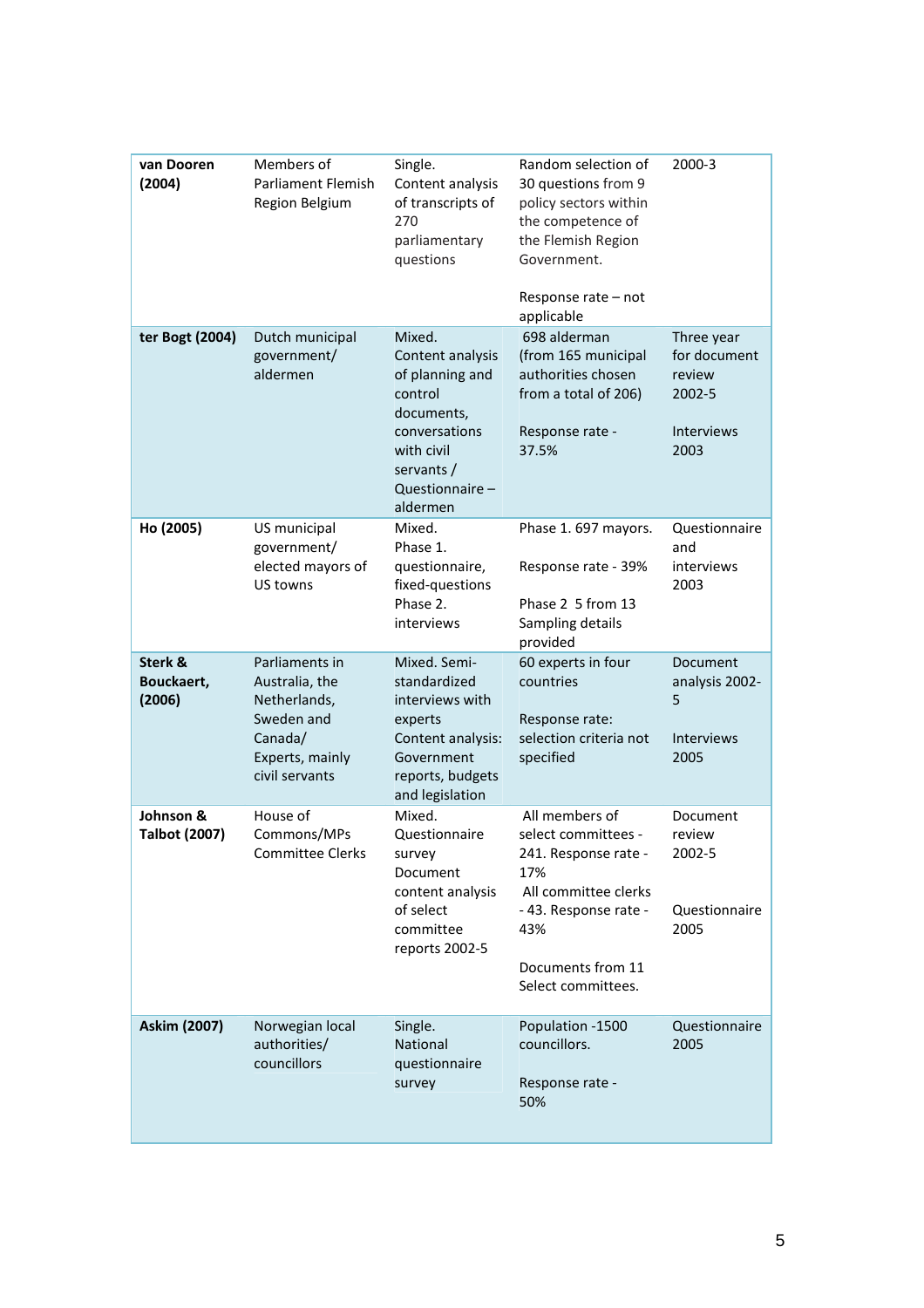| | | | | |
|---|---|---|---|---|
| **van Dooren (2004)** | Members of Parliament Flemish Region Belgium | Single. Content analysis of transcripts of 270 parliamentary questions | Random selection of 30 questions from 9 policy sectors within the competence of the Flemish Region Government.<br><br>Response rate – not applicable | 2000-3 |
| **ter Bogt (2004)** | Dutch municipal government/ aldermen | Mixed. Content analysis of planning and control documents, conversations with civil servants / Questionnaire – aldermen | 698 alderman (from 165 municipal authorities chosen from a total of 206)<br><br>Response rate - 37.5% | Three year for document review 2002-5<br><br>Interviews 2003 |
| **Ho (2005)** | US municipal government/ elected mayors of US towns | Mixed. Phase 1. questionnaire, fixed-questions Phase 2. interviews | Phase 1. 697 mayors.<br><br>Response rate - 39%<br><br>Phase 2 5 from 13 Sampling details provided | Questionnaire and interviews 2003 |
| **Sterk & Bouckaert, (2006)** | Parliaments in Australia, the Netherlands, Sweden and Canada/ Experts, mainly civil servants | Mixed. Semi-standardized interviews with experts Content analysis: Government reports, budgets and legislation | 60 experts in four countries<br><br>Response rate: selection criteria not specified | Document analysis 2002-5<br><br>Interviews 2005 |
| **Johnson & Talbot (2007)** | House of Commons/MPs Committee Clerks | Mixed. Questionnaire survey Document content analysis of select committee reports 2002-5 | All members of select committees - 241. Response rate - 17%<br>All committee clerks - 43. Response rate - 43%<br><br>Documents from 11 Select committees. | Document review 2002-5<br><br>Questionnaire 2005 |
| **Askim (2007)** | Norwegian local authorities/ councillors | Single. National questionnaire survey | Population -1500 councillors.<br><br>Response rate - 50% | Questionnaire 2005 |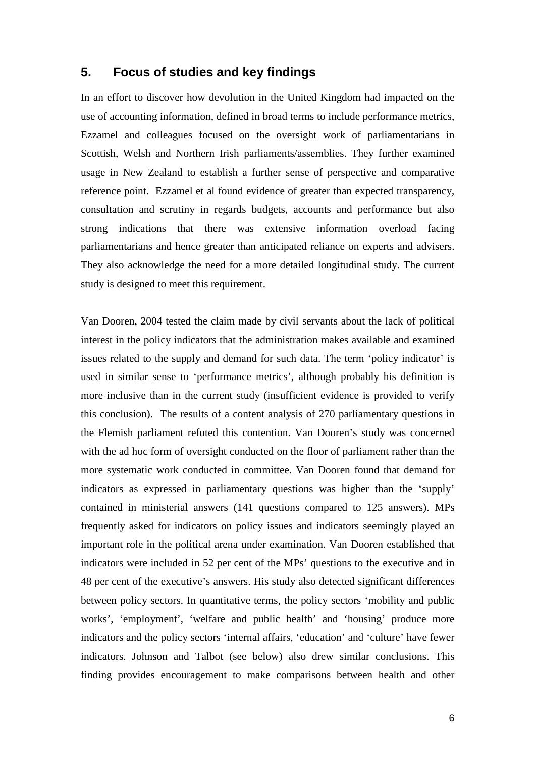## 5. Focus of studies and key findings

In an effort to discover how devolution in the United Kingdom had impacted on the use of accounting information, defined in broad terms to include performance metrics, Ezzamel and colleagues focused on the oversight work of parliamentarians in Scottish, Welsh and Northern Irish parliaments/assemblies. They further examined usage in New Zealand to establish a further sense of perspective and comparative reference point. Ezzamel et al found evidence of greater than expected transparency, consultation and scrutiny in regards budgets, accounts and performance but also strong indications that there was extensive information overload facing parliamentarians and hence greater than anticipated reliance on experts and advisers. They also acknowledge the need for a more detailed longitudinal study. The current study is designed to meet this requirement.

Van Dooren, 2004 tested the claim made by civil servants about the lack of political interest in the policy indicators that the administration makes available and examined issues related to the supply and demand for such data. The term 'policy indicator' is used in similar sense to 'performance metrics', although probably his definition is more inclusive than in the current study (insufficient evidence is provided to verify this conclusion). The results of a content analysis of 270 parliamentary questions in the Flemish parliament refuted this contention. Van Dooren's study was concerned with the ad hoc form of oversight conducted on the floor of parliament rather than the more systematic work conducted in committee. Van Dooren found that demand for indicators as expressed in parliamentary questions was higher than the 'supply' contained in ministerial answers (141 questions compared to 125 answers). MPs frequently asked for indicators on policy issues and indicators seemingly played an important role in the political arena under examination. Van Dooren established that indicators were included in 52 per cent of the MPs' questions to the executive and in 48 per cent of the executive's answers. His study also detected significant differences between policy sectors. In quantitative terms, the policy sectors 'mobility and public works', 'employment', 'welfare and public health' and 'housing' produce more indicators and the policy sectors 'internal affairs, 'education' and 'culture' have fewer indicators. Johnson and Talbot (see below) also drew similar conclusions. This finding provides encouragement to make comparisons between health and other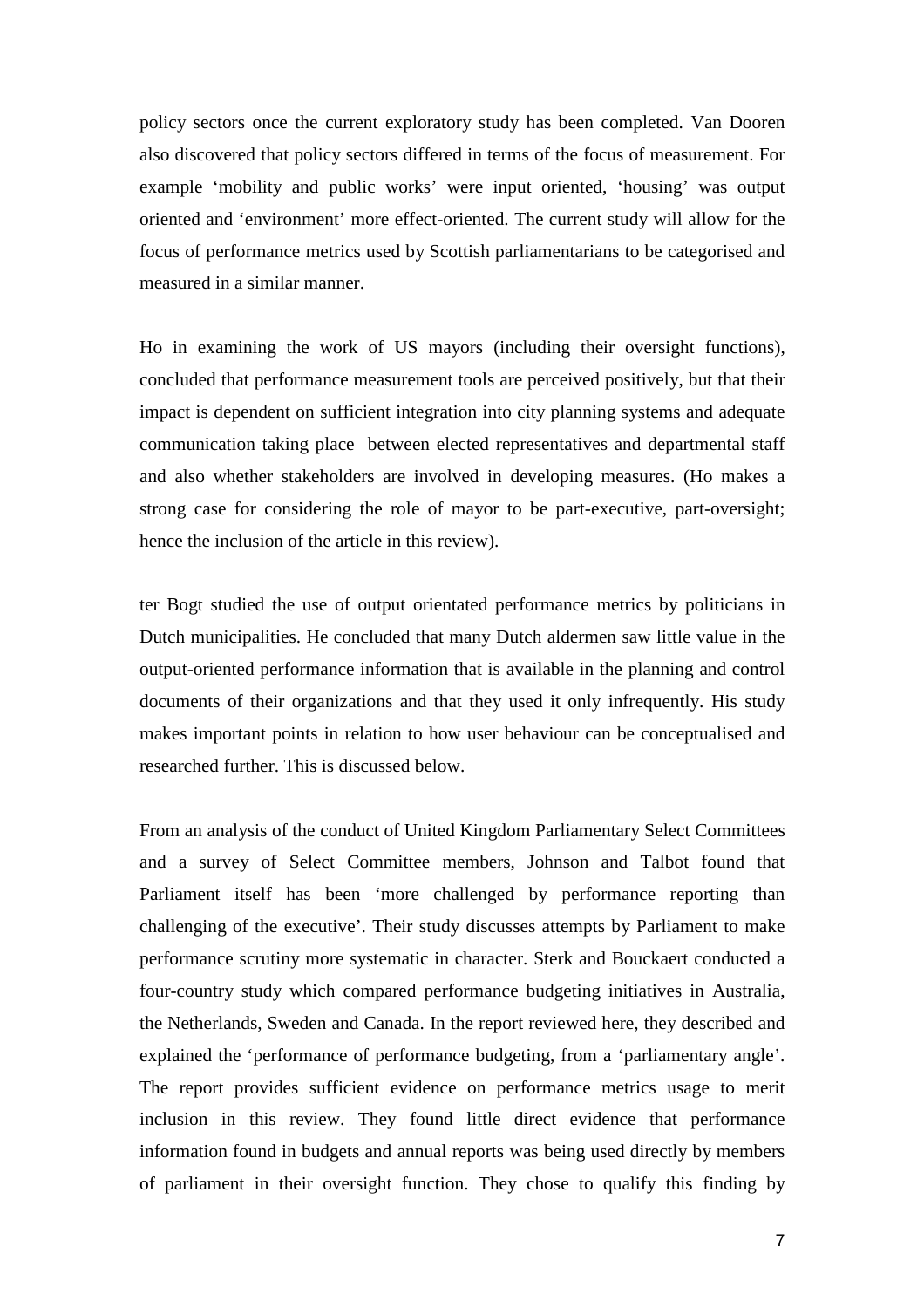policy sectors once the current exploratory study has been completed. Van Dooren also discovered that policy sectors differed in terms of the focus of measurement. For example 'mobility and public works' were input oriented, 'housing' was output oriented and 'environment' more effect-oriented. The current study will allow for the focus of performance metrics used by Scottish parliamentarians to be categorised and measured in a similar manner.

Ho in examining the work of US mayors (including their oversight functions), concluded that performance measurement tools are perceived positively, but that their impact is dependent on sufficient integration into city planning systems and adequate communication taking place between elected representatives and departmental staff and also whether stakeholders are involved in developing measures. (Ho makes a strong case for considering the role of mayor to be part-executive, part-oversight; hence the inclusion of the article in this review).

ter Bogt studied the use of output orientated performance metrics by politicians in Dutch municipalities. He concluded that many Dutch aldermen saw little value in the output-oriented performance information that is available in the planning and control documents of their organizations and that they used it only infrequently. His study makes important points in relation to how user behaviour can be conceptualised and researched further. This is discussed below.

From an analysis of the conduct of United Kingdom Parliamentary Select Committees and a survey of Select Committee members, Johnson and Talbot found that Parliament itself has been 'more challenged by performance reporting than challenging of the executive'. Their study discusses attempts by Parliament to make performance scrutiny more systematic in character. Sterk and Bouckaert conducted a four-country study which compared performance budgeting initiatives in Australia, the Netherlands, Sweden and Canada. In the report reviewed here, they described and explained the 'performance of performance budgeting, from a 'parliamentary angle'. The report provides sufficient evidence on performance metrics usage to merit inclusion in this review. They found little direct evidence that performance information found in budgets and annual reports was being used directly by members of parliament in their oversight function. They chose to qualify this finding by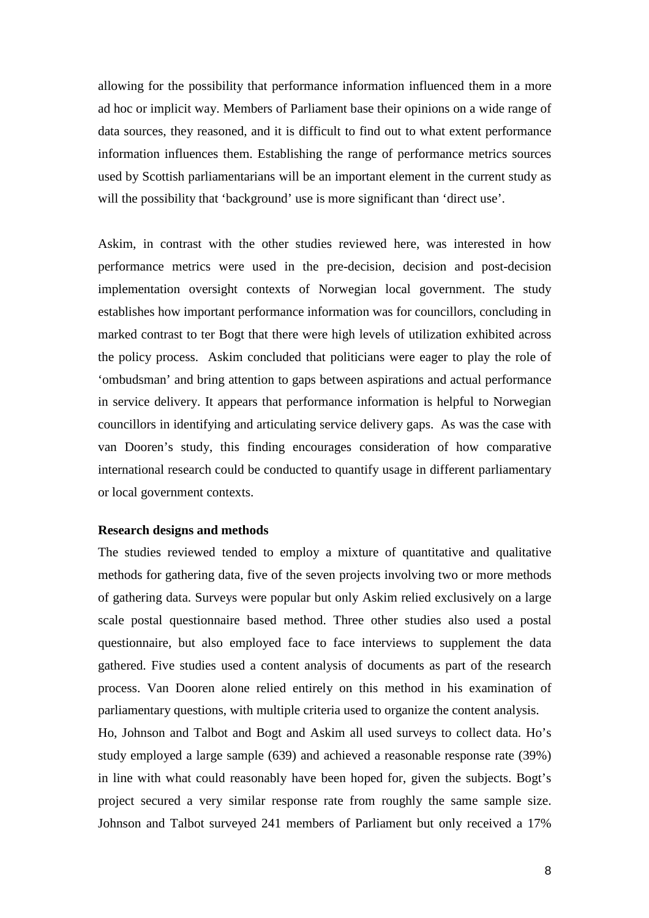allowing for the possibility that performance information influenced them in a more ad hoc or implicit way. Members of Parliament base their opinions on a wide range of data sources, they reasoned, and it is difficult to find out to what extent performance information influences them. Establishing the range of performance metrics sources used by Scottish parliamentarians will be an important element in the current study as will the possibility that 'background' use is more significant than 'direct use'.

Askim, in contrast with the other studies reviewed here, was interested in how performance metrics were used in the pre-decision, decision and post-decision implementation oversight contexts of Norwegian local government. The study establishes how important performance information was for councillors, concluding in marked contrast to ter Bogt that there were high levels of utilization exhibited across the policy process. Askim concluded that politicians were eager to play the role of 'ombudsman' and bring attention to gaps between aspirations and actual performance in service delivery. It appears that performance information is helpful to Norwegian councillors in identifying and articulating service delivery gaps. As was the case with van Dooren's study, this finding encourages consideration of how comparative international research could be conducted to quantify usage in different parliamentary or local government contexts.

**Research designs and methods**

The studies reviewed tended to employ a mixture of quantitative and qualitative methods for gathering data, five of the seven projects involving two or more methods of gathering data. Surveys were popular but only Askim relied exclusively on a large scale postal questionnaire based method. Three other studies also used a postal questionnaire, but also employed face to face interviews to supplement the data gathered. Five studies used a content analysis of documents as part of the research process. Van Dooren alone relied entirely on this method in his examination of parliamentary questions, with multiple criteria used to organize the content analysis.

Ho, Johnson and Talbot and Bogt and Askim all used surveys to collect data. Ho's study employed a large sample (639) and achieved a reasonable response rate (39%) in line with what could reasonably have been hoped for, given the subjects. Bogt's project secured a very similar response rate from roughly the same sample size. Johnson and Talbot surveyed 241 members of Parliament but only received a 17%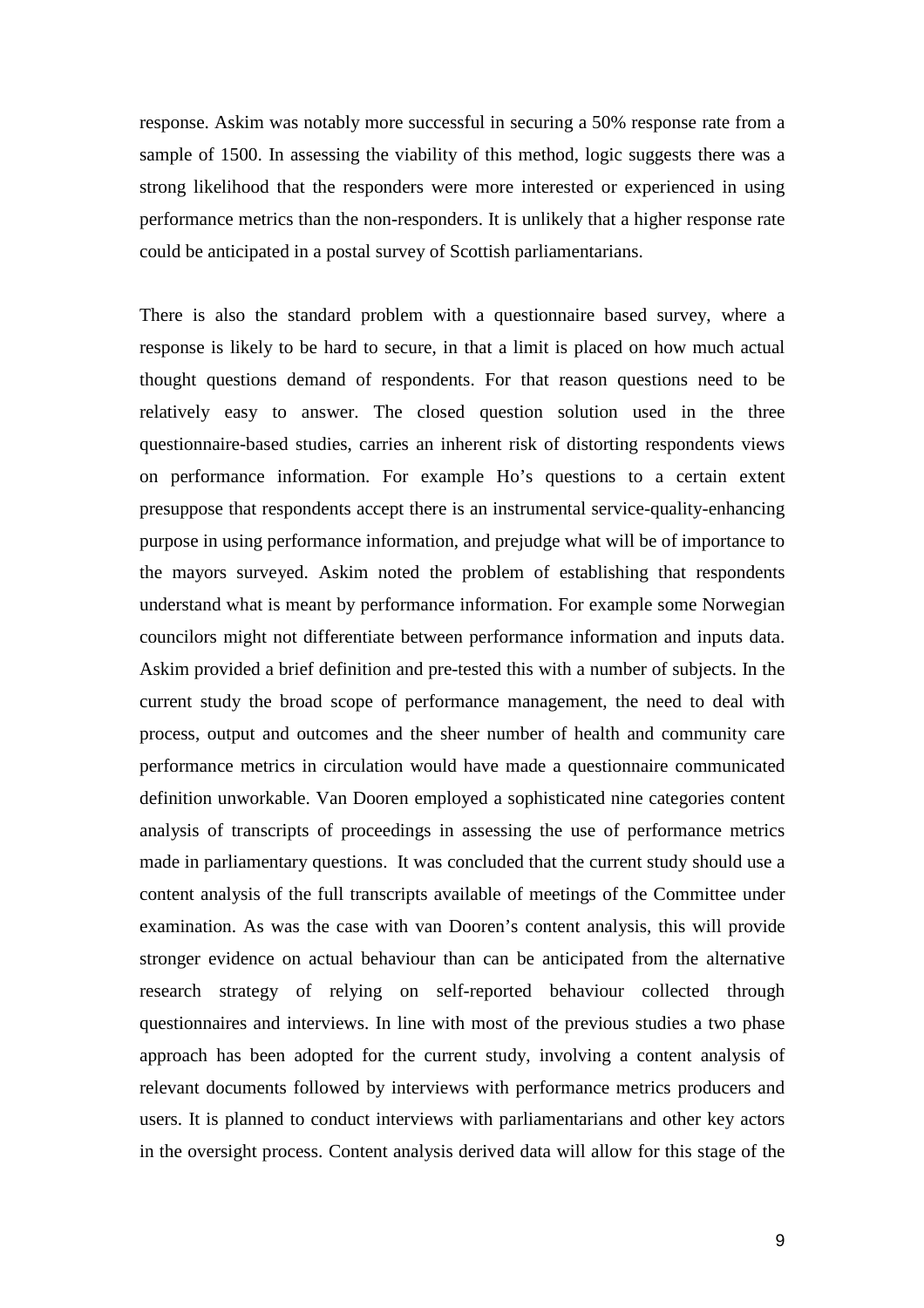response. Askim was notably more successful in securing a 50% response rate from a sample of 1500. In assessing the viability of this method, logic suggests there was a strong likelihood that the responders were more interested or experienced in using performance metrics than the non-responders. It is unlikely that a higher response rate could be anticipated in a postal survey of Scottish parliamentarians.

There is also the standard problem with a questionnaire based survey, where a response is likely to be hard to secure, in that a limit is placed on how much actual thought questions demand of respondents. For that reason questions need to be relatively easy to answer. The closed question solution used in the three questionnaire-based studies, carries an inherent risk of distorting respondents views on performance information. For example Ho's questions to a certain extent presuppose that respondents accept there is an instrumental service-quality-enhancing purpose in using performance information, and prejudge what will be of importance to the mayors surveyed. Askim noted the problem of establishing that respondents understand what is meant by performance information. For example some Norwegian councilors might not differentiate between performance information and inputs data. Askim provided a brief definition and pre-tested this with a number of subjects. In the current study the broad scope of performance management, the need to deal with process, output and outcomes and the sheer number of health and community care performance metrics in circulation would have made a questionnaire communicated definition unworkable. Van Dooren employed a sophisticated nine categories content analysis of transcripts of proceedings in assessing the use of performance metrics made in parliamentary questions. It was concluded that the current study should use a content analysis of the full transcripts available of meetings of the Committee under examination. As was the case with van Dooren's content analysis, this will provide stronger evidence on actual behaviour than can be anticipated from the alternative research strategy of relying on self-reported behaviour collected through questionnaires and interviews. In line with most of the previous studies a two phase approach has been adopted for the current study, involving a content analysis of relevant documents followed by interviews with performance metrics producers and users. It is planned to conduct interviews with parliamentarians and other key actors in the oversight process. Content analysis derived data will allow for this stage of the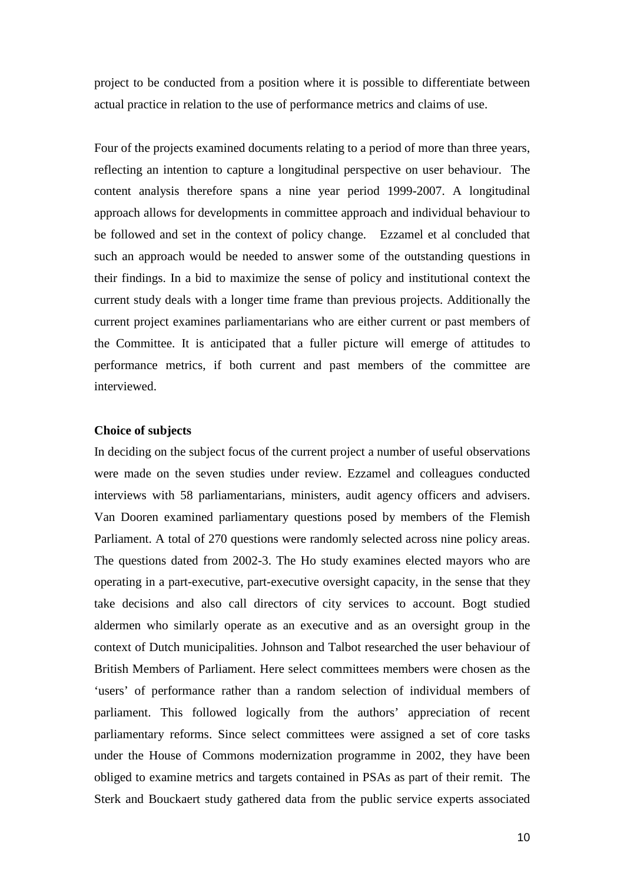project to be conducted from a position where it is possible to differentiate between actual practice in relation to the use of performance metrics and claims of use.

Four of the projects examined documents relating to a period of more than three years, reflecting an intention to capture a longitudinal perspective on user behaviour. The content analysis therefore spans a nine year period 1999-2007. A longitudinal approach allows for developments in committee approach and individual behaviour to be followed and set in the context of policy change. Ezzamel et al concluded that such an approach would be needed to answer some of the outstanding questions in their findings. In a bid to maximize the sense of policy and institutional context the current study deals with a longer time frame than previous projects. Additionally the current project examines parliamentarians who are either current or past members of the Committee. It is anticipated that a fuller picture will emerge of attitudes to performance metrics, if both current and past members of the committee are interviewed.

**Choice of subjects**

In deciding on the subject focus of the current project a number of useful observations were made on the seven studies under review. Ezzamel and colleagues conducted interviews with 58 parliamentarians, ministers, audit agency officers and advisers. Van Dooren examined parliamentary questions posed by members of the Flemish Parliament. A total of 270 questions were randomly selected across nine policy areas. The questions dated from 2002-3. The Ho study examines elected mayors who are operating in a part-executive, part-executive oversight capacity, in the sense that they take decisions and also call directors of city services to account. Bogt studied aldermen who similarly operate as an executive and as an oversight group in the context of Dutch municipalities. Johnson and Talbot researched the user behaviour of British Members of Parliament. Here select committees members were chosen as the 'users' of performance rather than a random selection of individual members of parliament. This followed logically from the authors' appreciation of recent parliamentary reforms. Since select committees were assigned a set of core tasks under the House of Commons modernization programme in 2002, they have been obliged to examine metrics and targets contained in PSAs as part of their remit. The Sterk and Bouckaert study gathered data from the public service experts associated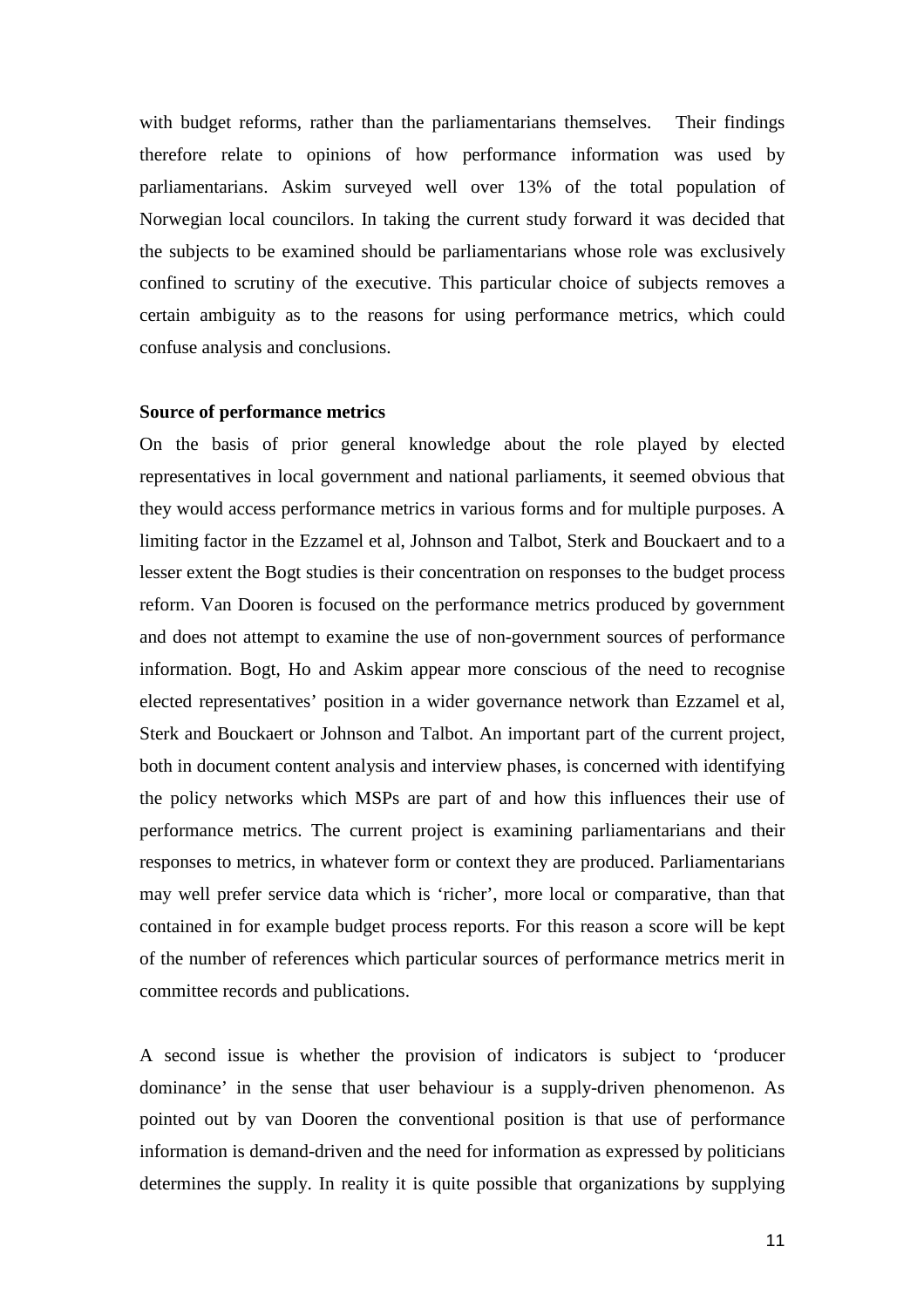with budget reforms, rather than the parliamentarians themselves. Their findings therefore relate to opinions of how performance information was used by parliamentarians. Askim surveyed well over 13% of the total population of Norwegian local councilors. In taking the current study forward it was decided that the subjects to be examined should be parliamentarians whose role was exclusively confined to scrutiny of the executive. This particular choice of subjects removes a certain ambiguity as to the reasons for using performance metrics, which could confuse analysis and conclusions.

**Source of performance metrics**

On the basis of prior general knowledge about the role played by elected representatives in local government and national parliaments, it seemed obvious that they would access performance metrics in various forms and for multiple purposes. A limiting factor in the Ezzamel et al, Johnson and Talbot, Sterk and Bouckaert and to a lesser extent the Bogt studies is their concentration on responses to the budget process reform. Van Dooren is focused on the performance metrics produced by government and does not attempt to examine the use of non-government sources of performance information. Bogt, Ho and Askim appear more conscious of the need to recognise elected representatives' position in a wider governance network than Ezzamel et al, Sterk and Bouckaert or Johnson and Talbot. An important part of the current project, both in document content analysis and interview phases, is concerned with identifying the policy networks which MSPs are part of and how this influences their use of performance metrics. The current project is examining parliamentarians and their responses to metrics, in whatever form or context they are produced. Parliamentarians may well prefer service data which is 'richer', more local or comparative, than that contained in for example budget process reports. For this reason a score will be kept of the number of references which particular sources of performance metrics merit in committee records and publications.

A second issue is whether the provision of indicators is subject to 'producer dominance' in the sense that user behaviour is a supply-driven phenomenon. As pointed out by van Dooren the conventional position is that use of performance information is demand-driven and the need for information as expressed by politicians determines the supply. In reality it is quite possible that organizations by supplying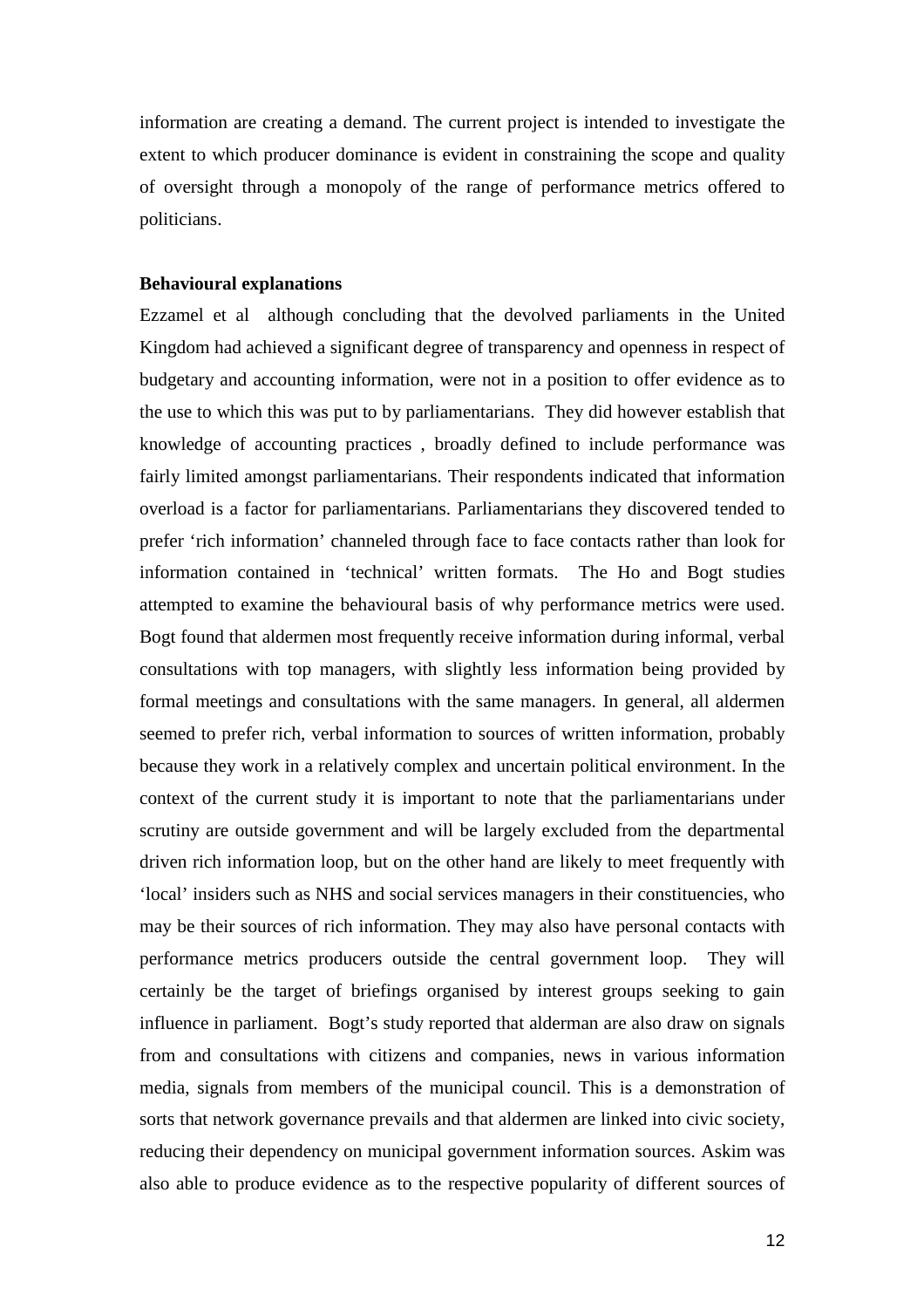information are creating a demand. The current project is intended to investigate the extent to which producer dominance is evident in constraining the scope and quality of oversight through a monopoly of the range of performance metrics offered to politicians.

**Behavioural explanations**

Ezzamel et al although concluding that the devolved parliaments in the United Kingdom had achieved a significant degree of transparency and openness in respect of budgetary and accounting information, were not in a position to offer evidence as to the use to which this was put to by parliamentarians. They did however establish that knowledge of accounting practices , broadly defined to include performance was fairly limited amongst parliamentarians. Their respondents indicated that information overload is a factor for parliamentarians. Parliamentarians they discovered tended to prefer 'rich information' channeled through face to face contacts rather than look for information contained in 'technical' written formats. The Ho and Bogt studies attempted to examine the behavioural basis of why performance metrics were used. Bogt found that aldermen most frequently receive information during informal, verbal consultations with top managers, with slightly less information being provided by formal meetings and consultations with the same managers. In general, all aldermen seemed to prefer rich, verbal information to sources of written information, probably because they work in a relatively complex and uncertain political environment. In the context of the current study it is important to note that the parliamentarians under scrutiny are outside government and will be largely excluded from the departmental driven rich information loop, but on the other hand are likely to meet frequently with 'local' insiders such as NHS and social services managers in their constituencies, who may be their sources of rich information. They may also have personal contacts with performance metrics producers outside the central government loop. They will certainly be the target of briefings organised by interest groups seeking to gain influence in parliament. Bogt's study reported that alderman are also draw on signals from and consultations with citizens and companies, news in various information media, signals from members of the municipal council. This is a demonstration of sorts that network governance prevails and that aldermen are linked into civic society, reducing their dependency on municipal government information sources. Askim was also able to produce evidence as to the respective popularity of different sources of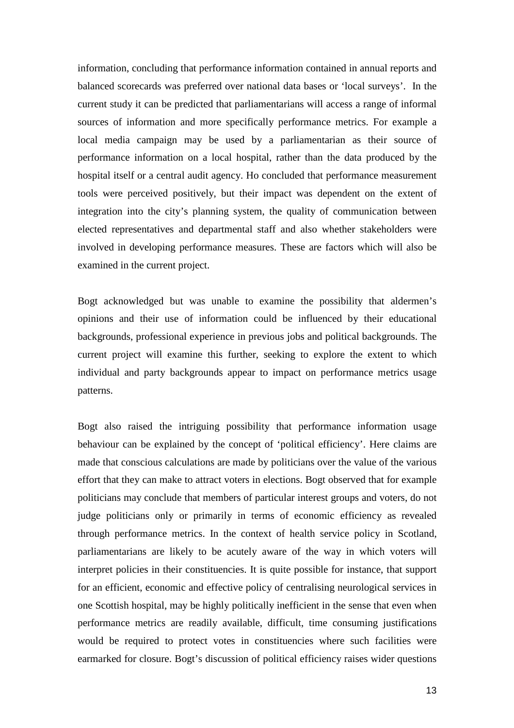information, concluding that performance information contained in annual reports and balanced scorecards was preferred over national data bases or 'local surveys'. In the current study it can be predicted that parliamentarians will access a range of informal sources of information and more specifically performance metrics. For example a local media campaign may be used by a parliamentarian as their source of performance information on a local hospital, rather than the data produced by the hospital itself or a central audit agency. Ho concluded that performance measurement tools were perceived positively, but their impact was dependent on the extent of integration into the city's planning system, the quality of communication between elected representatives and departmental staff and also whether stakeholders were involved in developing performance measures. These are factors which will also be examined in the current project.

Bogt acknowledged but was unable to examine the possibility that aldermen's opinions and their use of information could be influenced by their educational backgrounds, professional experience in previous jobs and political backgrounds. The current project will examine this further, seeking to explore the extent to which individual and party backgrounds appear to impact on performance metrics usage patterns.

Bogt also raised the intriguing possibility that performance information usage behaviour can be explained by the concept of 'political efficiency'. Here claims are made that conscious calculations are made by politicians over the value of the various effort that they can make to attract voters in elections. Bogt observed that for example politicians may conclude that members of particular interest groups and voters, do not judge politicians only or primarily in terms of economic efficiency as revealed through performance metrics. In the context of health service policy in Scotland, parliamentarians are likely to be acutely aware of the way in which voters will interpret policies in their constituencies. It is quite possible for instance, that support for an efficient, economic and effective policy of centralising neurological services in one Scottish hospital, may be highly politically inefficient in the sense that even when performance metrics are readily available, difficult, time consuming justifications would be required to protect votes in constituencies where such facilities were earmarked for closure. Bogt's discussion of political efficiency raises wider questions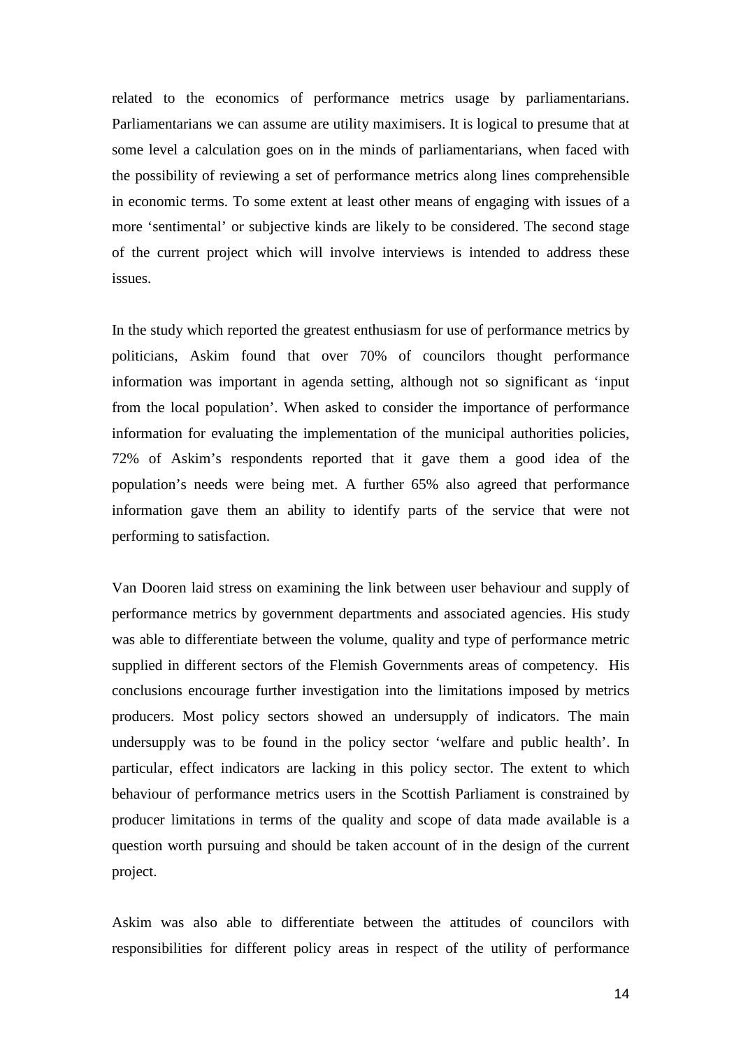related to the economics of performance metrics usage by parliamentarians. Parliamentarians we can assume are utility maximisers. It is logical to presume that at some level a calculation goes on in the minds of parliamentarians, when faced with the possibility of reviewing a set of performance metrics along lines comprehensible in economic terms. To some extent at least other means of engaging with issues of a more 'sentimental' or subjective kinds are likely to be considered. The second stage of the current project which will involve interviews is intended to address these issues.

In the study which reported the greatest enthusiasm for use of performance metrics by politicians, Askim found that over 70% of councilors thought performance information was important in agenda setting, although not so significant as 'input from the local population'. When asked to consider the importance of performance information for evaluating the implementation of the municipal authorities policies, 72% of Askim's respondents reported that it gave them a good idea of the population's needs were being met. A further 65% also agreed that performance information gave them an ability to identify parts of the service that were not performing to satisfaction.

Van Dooren laid stress on examining the link between user behaviour and supply of performance metrics by government departments and associated agencies. His study was able to differentiate between the volume, quality and type of performance metric supplied in different sectors of the Flemish Governments areas of competency. His conclusions encourage further investigation into the limitations imposed by metrics producers. Most policy sectors showed an undersupply of indicators. The main undersupply was to be found in the policy sector 'welfare and public health'. In particular, effect indicators are lacking in this policy sector. The extent to which behaviour of performance metrics users in the Scottish Parliament is constrained by producer limitations in terms of the quality and scope of data made available is a question worth pursuing and should be taken account of in the design of the current project.

Askim was also able to differentiate between the attitudes of councilors with responsibilities for different policy areas in respect of the utility of performance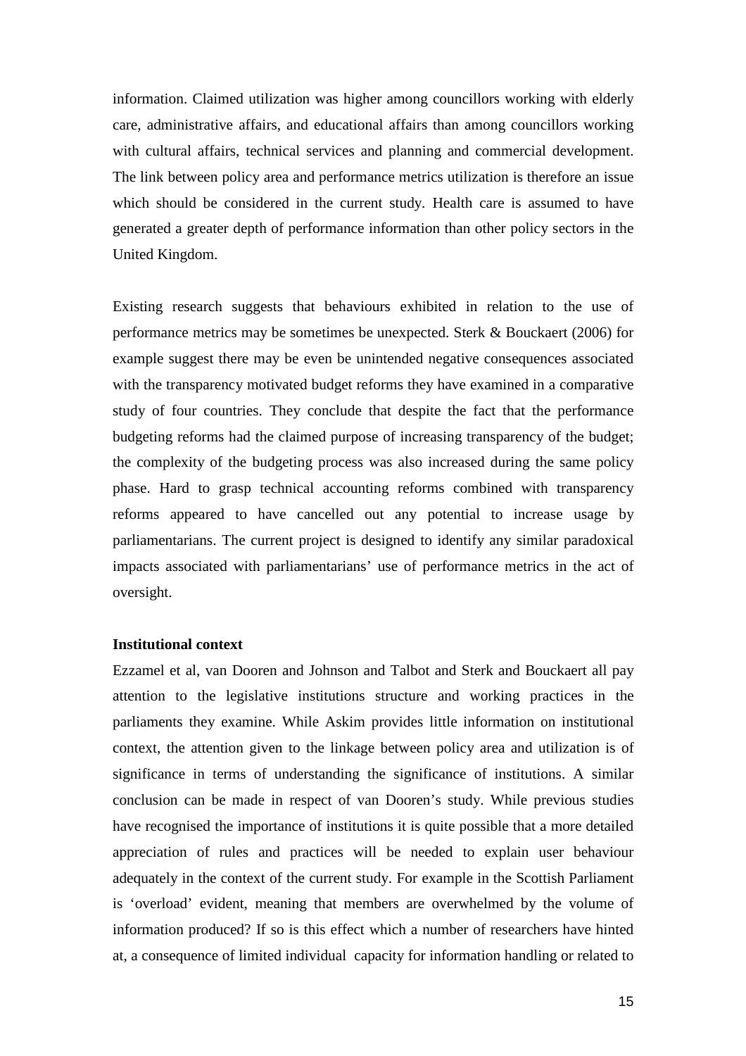information. Claimed utilization was higher among councillors working with elderly care, administrative affairs, and educational affairs than among councillors working with cultural affairs, technical services and planning and commercial development. The link between policy area and performance metrics utilization is therefore an issue which should be considered in the current study. Health care is assumed to have generated a greater depth of performance information than other policy sectors in the United Kingdom.

Existing research suggests that behaviours exhibited in relation to the use of performance metrics may be sometimes be unexpected. Sterk & Bouckaert (2006) for example suggest there may be even be unintended negative consequences associated with the transparency motivated budget reforms they have examined in a comparative study of four countries. They conclude that despite the fact that the performance budgeting reforms had the claimed purpose of increasing transparency of the budget; the complexity of the budgeting process was also increased during the same policy phase. Hard to grasp technical accounting reforms combined with transparency reforms appeared to have cancelled out any potential to increase usage by parliamentarians. The current project is designed to identify any similar paradoxical impacts associated with parliamentarians' use of performance metrics in the act of oversight.

**Institutional context**

Ezzamel et al, van Dooren and Johnson and Talbot and Sterk and Bouckaert all pay attention to the legislative institutions structure and working practices in the parliaments they examine. While Askim provides little information on institutional context, the attention given to the linkage between policy area and utilization is of significance in terms of understanding the significance of institutions. A similar conclusion can be made in respect of van Dooren's study. While previous studies have recognised the importance of institutions it is quite possible that a more detailed appreciation of rules and practices will be needed to explain user behaviour adequately in the context of the current study. For example in the Scottish Parliament is 'overload' evident, meaning that members are overwhelmed by the volume of information produced? If so is this effect which a number of researchers have hinted at, a consequence of limited individual capacity for information handling or related to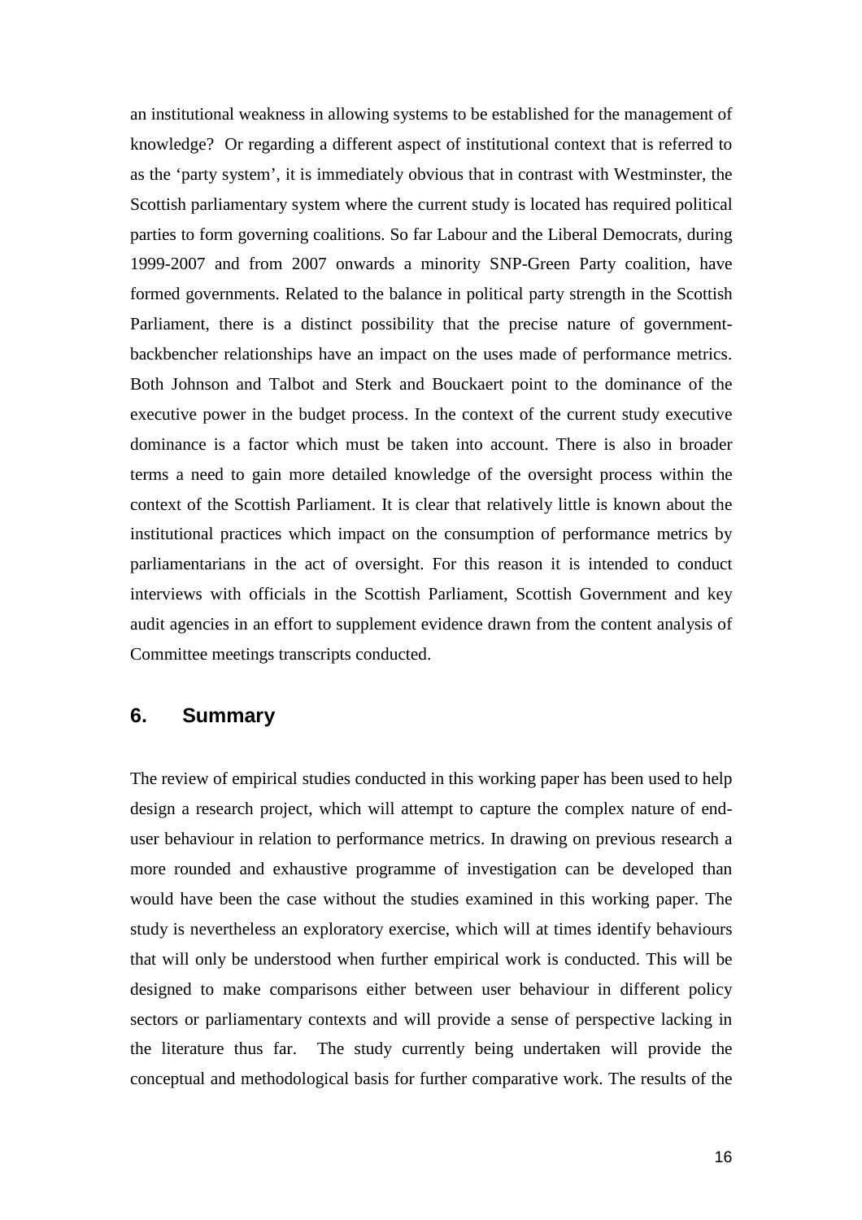an institutional weakness in allowing systems to be established for the management of knowledge? Or regarding a different aspect of institutional context that is referred to as the 'party system', it is immediately obvious that in contrast with Westminster, the Scottish parliamentary system where the current study is located has required political parties to form governing coalitions. So far Labour and the Liberal Democrats, during 1999-2007 and from 2007 onwards a minority SNP-Green Party coalition, have formed governments. Related to the balance in political party strength in the Scottish Parliament, there is a distinct possibility that the precise nature of government-backbencher relationships have an impact on the uses made of performance metrics. Both Johnson and Talbot and Sterk and Bouckaert point to the dominance of the executive power in the budget process. In the context of the current study executive dominance is a factor which must be taken into account. There is also in broader terms a need to gain more detailed knowledge of the oversight process within the context of the Scottish Parliament. It is clear that relatively little is known about the institutional practices which impact on the consumption of performance metrics by parliamentarians in the act of oversight. For this reason it is intended to conduct interviews with officials in the Scottish Parliament, Scottish Government and key audit agencies in an effort to supplement evidence drawn from the content analysis of Committee meetings transcripts conducted.

## 6. Summary

The review of empirical studies conducted in this working paper has been used to help design a research project, which will attempt to capture the complex nature of end-user behaviour in relation to performance metrics. In drawing on previous research a more rounded and exhaustive programme of investigation can be developed than would have been the case without the studies examined in this working paper. The study is nevertheless an exploratory exercise, which will at times identify behaviours that will only be understood when further empirical work is conducted. This will be designed to make comparisons either between user behaviour in different policy sectors or parliamentary contexts and will provide a sense of perspective lacking in the literature thus far. The study currently being undertaken will provide the conceptual and methodological basis for further comparative work. The results of the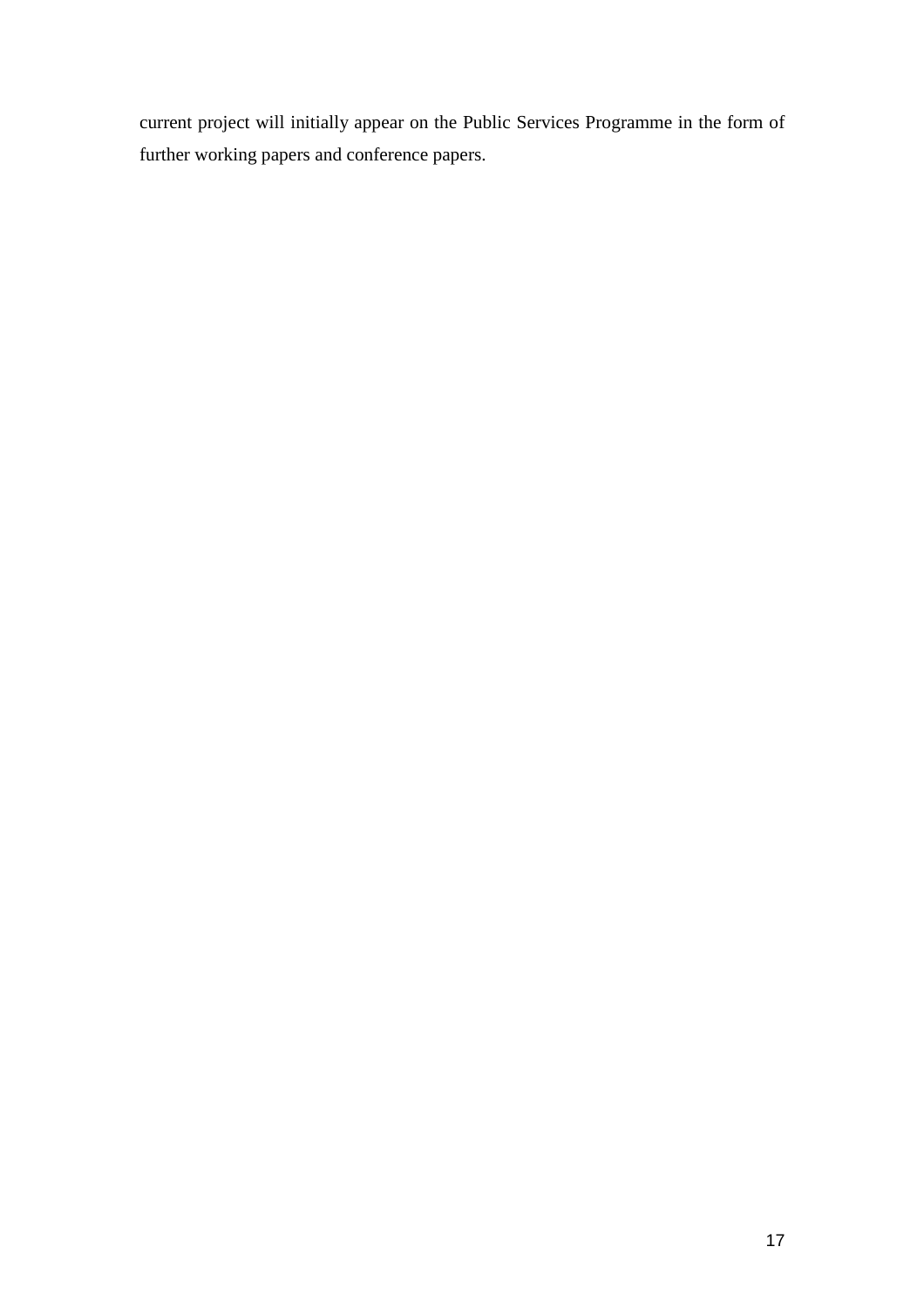current project will initially appear on the Public Services Programme in the form of further working papers and conference papers.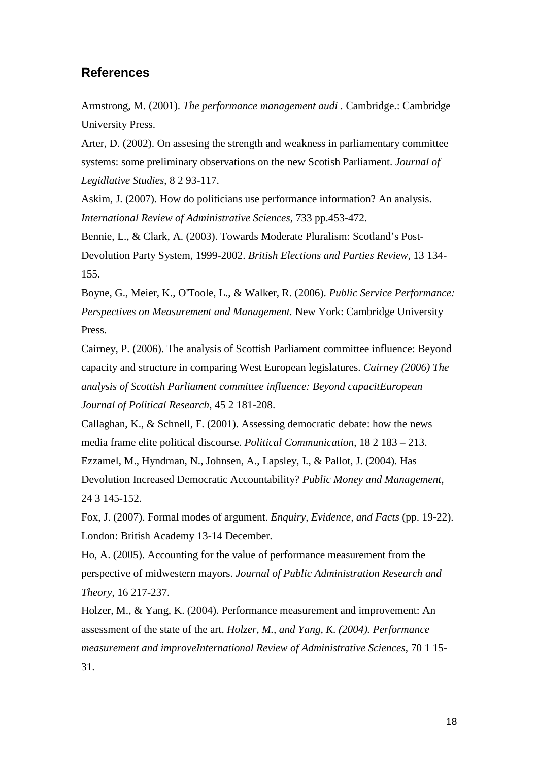## References

Armstrong, M. (2001). *The performance management audi* . Cambridge.: Cambridge University Press.

Arter, D. (2002). On assesing the strength and weakness in parliamentary committee systems: some preliminary observations on the new Scotish Parliament. *Journal of Legidlative Studies*, 8 2 93-117.

Askim, J. (2007). How do politicians use performance information? An analysis. *International Review of Administrative Sciences*, 733 pp.453-472.

Bennie, L., & Clark, A. (2003). Towards Moderate Pluralism: Scotland's Post-Devolution Party System, 1999-2002. *British Elections and Parties Review*, 13 134-155.

Boyne, G., Meier, K., O'Toole, L., & Walker, R. (2006). *Public Service Performance: Perspectives on Measurement and Management.* New York: Cambridge University Press.

Cairney, P. (2006). The analysis of Scottish Parliament committee influence: Beyond capacity and structure in comparing West European legislatures. *Cairney (2006) The analysis of Scottish Parliament committee influence: Beyond capacitEuropean Journal of Political Research*, 45 2 181-208.

Callaghan, K., & Schnell, F. (2001). Assessing democratic debate: how the news media frame elite political discourse. *Political Communication*, 18 2 183 – 213.

Ezzamel, M., Hyndman, N., Johnsen, A., Lapsley, I., & Pallot, J. (2004). Has Devolution Increased Democratic Accountability? *Public Money and Management*, 24 3 145-152.

Fox, J. (2007). Formal modes of argument. *Enquiry, Evidence, and Facts* (pp. 19-22). London: British Academy 13-14 December.

Ho, A. (2005). Accounting for the value of performance measurement from the perspective of midwestern mayors. *Journal of Public Administration Research and Theory*, 16 217-237.

Holzer, M., & Yang, K. (2004). Performance measurement and improvement: An assessment of the state of the art. *Holzer, M., and Yang, K. (2004). Performance measurement and improveInternational Review of Administrative Sciences*, 70 1 15-31.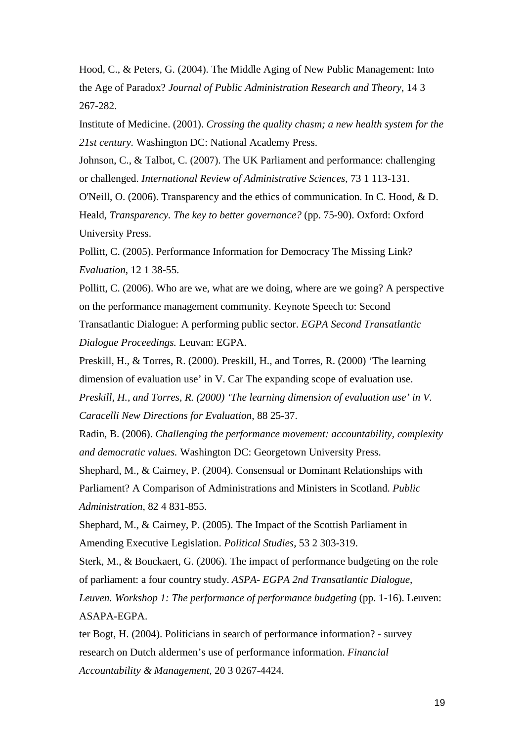Hood, C., & Peters, G. (2004). The Middle Aging of New Public Management: Into the Age of Paradox? *Journal of Public Administration Research and Theory*, 14 3 267-282.

Institute of Medicine. (2001). *Crossing the quality chasm; a new health system for the 21st century.* Washington DC: National Academy Press.

Johnson, C., & Talbot, C. (2007). The UK Parliament and performance: challenging or challenged. *International Review of Administrative Sciences*, 73 1 113-131.

O'Neill, O. (2006). Transparency and the ethics of communication. In C. Hood, & D. Heald, *Transparency. The key to better governance?* (pp. 75-90). Oxford: Oxford University Press.

Pollitt, C. (2005). Performance Information for Democracy The Missing Link? *Evaluation*, 12 1 38-55.

Pollitt, C. (2006). Who are we, what are we doing, where are we going? A perspective on the performance management community. Keynote Speech to: Second Transatlantic Dialogue: A performing public sector. *EGPA Second Transatlantic Dialogue Proceedings.* Leuvan: EGPA.

Preskill, H., & Torres, R. (2000). Preskill, H., and Torres, R. (2000) 'The learning dimension of evaluation use' in V. Car The expanding scope of evaluation use. *Preskill, H., and Torres, R. (2000) 'The learning dimension of evaluation use' in V. Caracelli New Directions for Evaluation*, 88 25-37.

Radin, B. (2006). *Challenging the performance movement: accountability, complexity and democratic values.* Washington DC: Georgetown University Press.

Shephard, M., & Cairney, P. (2004). Consensual or Dominant Relationships with Parliament? A Comparison of Administrations and Ministers in Scotland. *Public Administration*, 82 4 831-855.

Shephard, M., & Cairney, P. (2005). The Impact of the Scottish Parliament in Amending Executive Legislation. *Political Studies*, 53 2 303-319.

Sterk, M., & Bouckaert, G. (2006). The impact of performance budgeting on the role of parliament: a four country study. *ASPA- EGPA 2nd Transatlantic Dialogue, Leuven. Workshop 1: The performance of performance budgeting* (pp. 1-16). Leuven: ASAPA-EGPA.

ter Bogt, H. (2004). Politicians in search of performance information? - survey research on Dutch aldermen's use of performance information. *Financial Accountability & Management*, 20 3 0267-4424.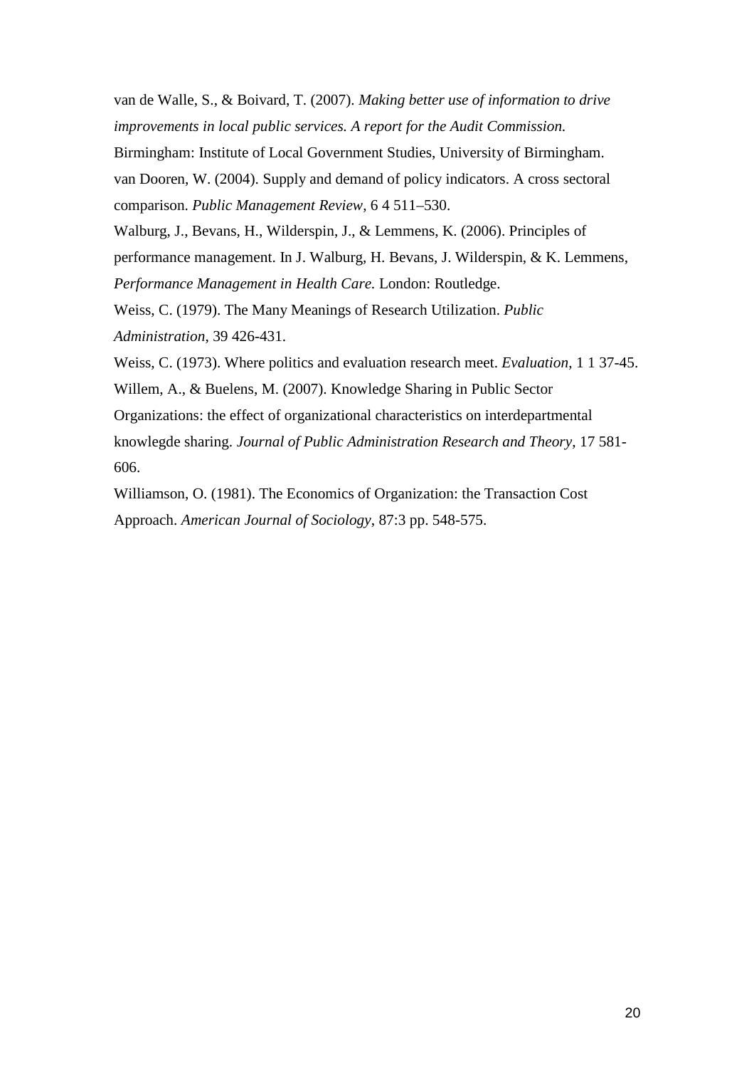van de Walle, S., & Boivard, T. (2007). *Making better use of information to drive improvements in local public services. A report for the Audit Commission.* Birmingham: Institute of Local Government Studies, University of Birmingham.

van Dooren, W. (2004). Supply and demand of policy indicators. A cross sectoral comparison. *Public Management Review*, 6 4 511–530.

Walburg, J., Bevans, H., Wilderspin, J., & Lemmens, K. (2006). Principles of performance management. In J. Walburg, H. Bevans, J. Wilderspin, & K. Lemmens, *Performance Management in Health Care.* London: Routledge.

Weiss, C. (1979). The Many Meanings of Research Utilization. *Public Administration*, 39 426-431.

Weiss, C. (1973). Where politics and evaluation research meet. *Evaluation*, 1 1 37-45.

Willem, A., & Buelens, M. (2007). Knowledge Sharing in Public Sector Organizations: the effect of organizational characteristics on interdepartmental knowlegde sharing. *Journal of Public Administration Research and Theory*, 17 581-606.

Williamson, O. (1981). The Economics of Organization: the Transaction Cost Approach. *American Journal of Sociology*, 87:3 pp. 548-575.